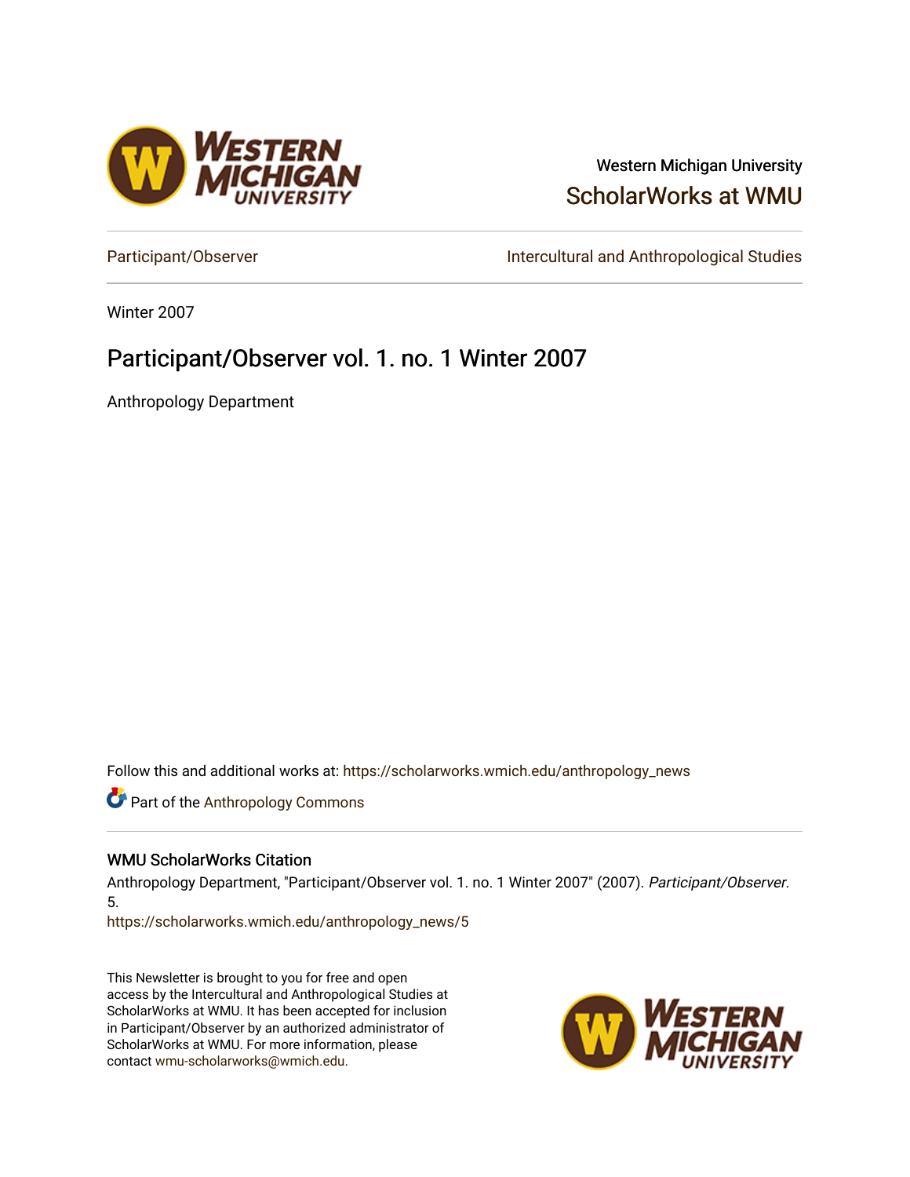Western Michigan University
ScholarWorks at WMU

Participant/Observer | Intercultural and Anthropological Studies

Winter 2007

# Participant/Observer vol. 1. no. 1 Winter 2007

Anthropology Department

Follow this and additional works at: https://scholarworks.wmich.edu/anthropology_news

Part of the Anthropology Commons

## WMU ScholarWorks Citation

Anthropology Department, "Participant/Observer vol. 1. no. 1 Winter 2007" (2007). *Participant/Observer*. 5.
https://scholarworks.wmich.edu/anthropology_news/5

This Newsletter is brought to you for free and open access by the Intercultural and Anthropological Studies at ScholarWorks at WMU. It has been accepted for inclusion in Participant/Observer by an authorized administrator of ScholarWorks at WMU. For more information, please contact wmu-scholarworks@wmich.edu.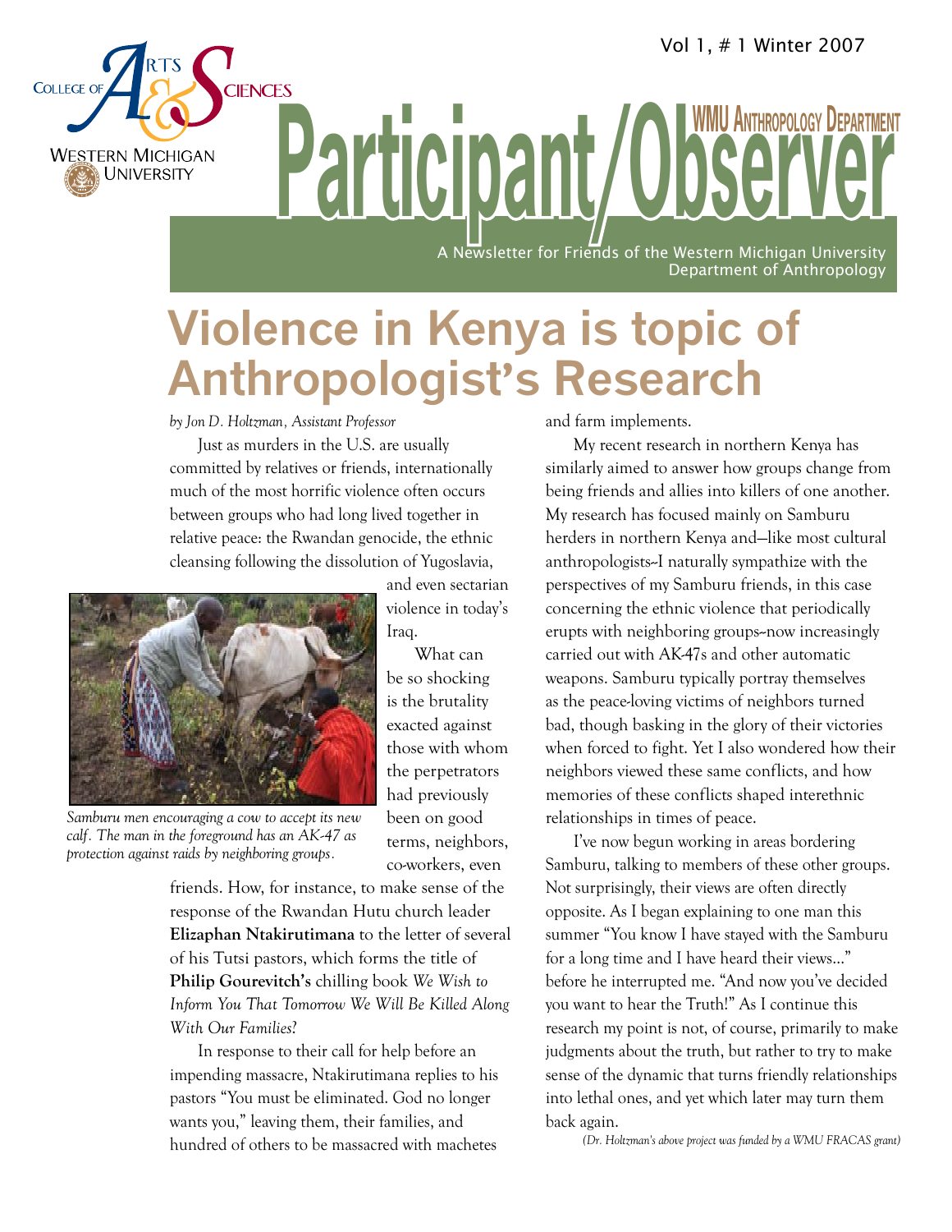Vol 1, # 1 Winter 2007

COLLEGE OF ARTS & SCIENCES
WESTERN MICHIGAN UNIVERSITY

WMU ANTHROPOLOGY DEPARTMENT

# Participant/Observer

A Newsletter for Friends of the Western Michigan University Department of Anthropology

## Violence in Kenya is topic of Anthropologist's Research

*by Jon D. Holtzman, Assistant Professor*

Just as murders in the U.S. are usually committed by relatives or friends, internationally much of the most horrific violence often occurs between groups who had long lived together in relative peace: the Rwandan genocide, the ethnic cleansing following the dissolution of Yugoslavia, and even sectarian violence in today's Iraq.

*Samburu men encouraging a cow to accept its new calf. The man in the foreground has an AK-47 as protection against raids by neighboring groups.*

What can be so shocking is the brutality exacted against those with whom the perpetrators had previously been on good terms, neighbors, co-workers, even friends. How, for instance, to make sense of the response of the Rwandan Hutu church leader **Elizaphan Ntakirutimana** to the letter of several of his Tutsi pastors, which forms the title of **Philip Gourevitch's** chilling book *We Wish to Inform You That Tomorrow We Will Be Killed Along With Our Families?*

In response to their call for help before an impending massacre, Ntakirutimana replies to his pastors "You must be eliminated. God no longer wants you," leaving them, their families, and hundred of others to be massacred with machetes and farm implements.

My recent research in northern Kenya has similarly aimed to answer how groups change from being friends and allies into killers of one another. My research has focused mainly on Samburu herders in northern Kenya and—like most cultural anthropologists--I naturally sympathize with the perspectives of my Samburu friends, in this case concerning the ethnic violence that periodically erupts with neighboring groups--now increasingly carried out with AK-47s and other automatic weapons. Samburu typically portray themselves as the peace-loving victims of neighbors turned bad, though basking in the glory of their victories when forced to fight. Yet I also wondered how their neighbors viewed these same conflicts, and how memories of these conflicts shaped interethnic relationships in times of peace.

I've now begun working in areas bordering Samburu, talking to members of these other groups. Not surprisingly, their views are often directly opposite. As I began explaining to one man this summer "You know I have stayed with the Samburu for a long time and I have heard their views..." before he interrupted me. "And now you've decided you want to hear the Truth!" As I continue this research my point is not, of course, primarily to make judgments about the truth, but rather to try to make sense of the dynamic that turns friendly relationships into lethal ones, and yet which later may turn them back again.

*(Dr. Holtzman's above project was funded by a WMU FRACAS grant)*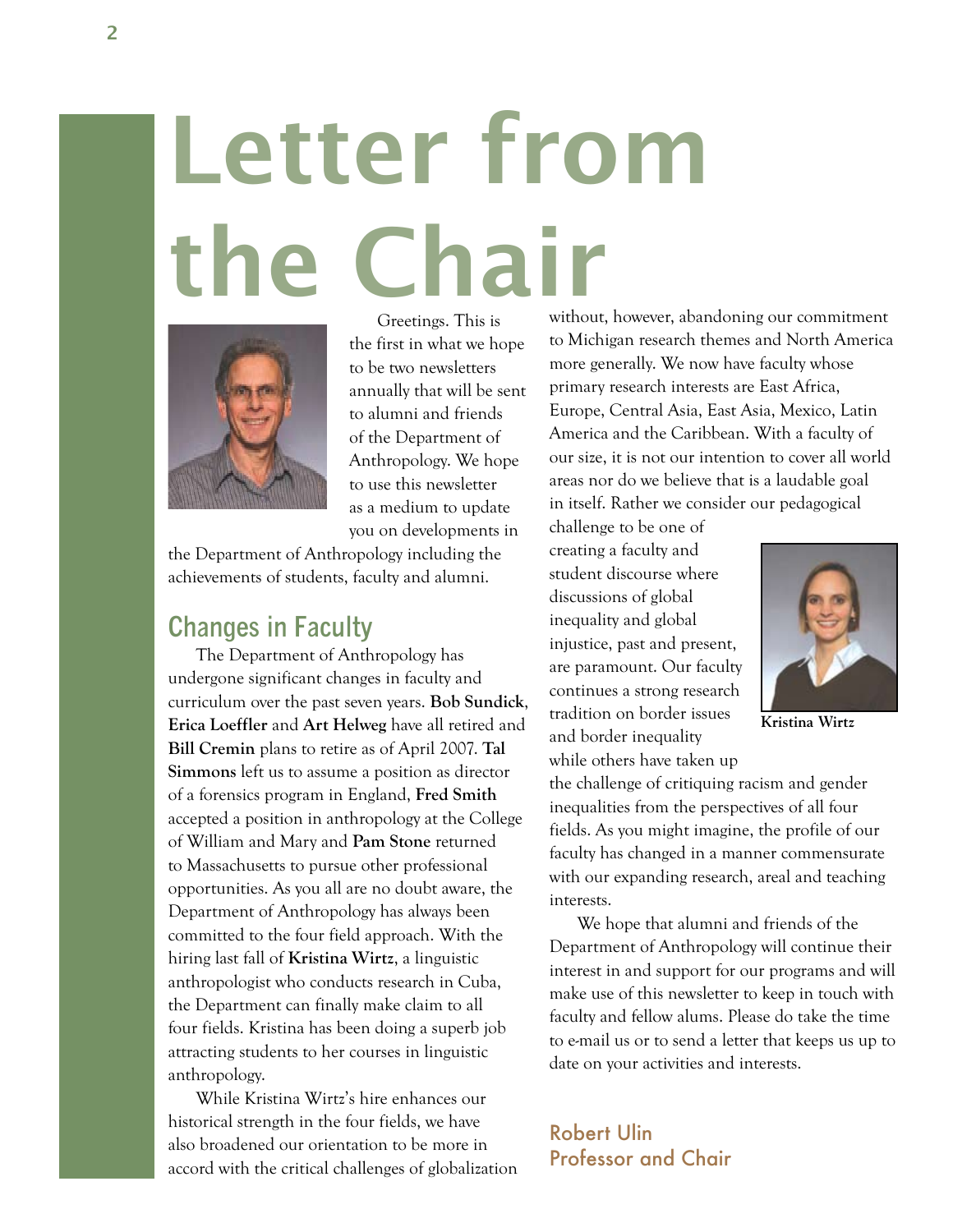# Letter from the Chair

Greetings. This is the first in what we hope to be two newsletters annually that will be sent to alumni and friends of the Department of Anthropology. We hope to use this newsletter as a medium to update you on developments in the Department of Anthropology including the achievements of students, faculty and alumni.

## Changes in Faculty

The Department of Anthropology has undergone significant changes in faculty and curriculum over the past seven years. **Bob Sundick**, **Erica Loeffler** and **Art Helweg** have all retired and **Bill Cremin** plans to retire as of April 2007. **Tal Simmons** left us to assume a position as director of a forensics program in England, **Fred Smith** accepted a position in anthropology at the College of William and Mary and **Pam Stone** returned to Massachusetts to pursue other professional opportunities. As you all are no doubt aware, the Department of Anthropology has always been committed to the four field approach. With the hiring last fall of **Kristina Wirtz**, a linguistic anthropologist who conducts research in Cuba, the Department can finally make claim to all four fields. Kristina has been doing a superb job attracting students to her courses in linguistic anthropology.

While Kristina Wirtz's hire enhances our historical strength in the four fields, we have also broadened our orientation to be more in accord with the critical challenges of globalization without, however, abandoning our commitment to Michigan research themes and North America more generally. We now have faculty whose primary research interests are East Africa, Europe, Central Asia, East Asia, Mexico, Latin America and the Caribbean. With a faculty of our size, it is not our intention to cover all world areas nor do we believe that is a laudable goal in itself. Rather we consider our pedagogical challenge to be one of creating a faculty and student discourse where discussions of global inequality and global injustice, past and present, are paramount. Our faculty continues a strong research tradition on border issues and border inequality while others have taken up the challenge of critiquing racism and gender inequalities from the perspectives of all four fields. As you might imagine, the profile of our faculty has changed in a manner commensurate with our expanding research, areal and teaching interests.

**Kristina Wirtz**

We hope that alumni and friends of the Department of Anthropology will continue their interest in and support for our programs and will make use of this newsletter to keep in touch with faculty and fellow alums. Please do take the time to e-mail us or to send a letter that keeps us up to date on your activities and interests.

Robert Ulin
Professor and Chair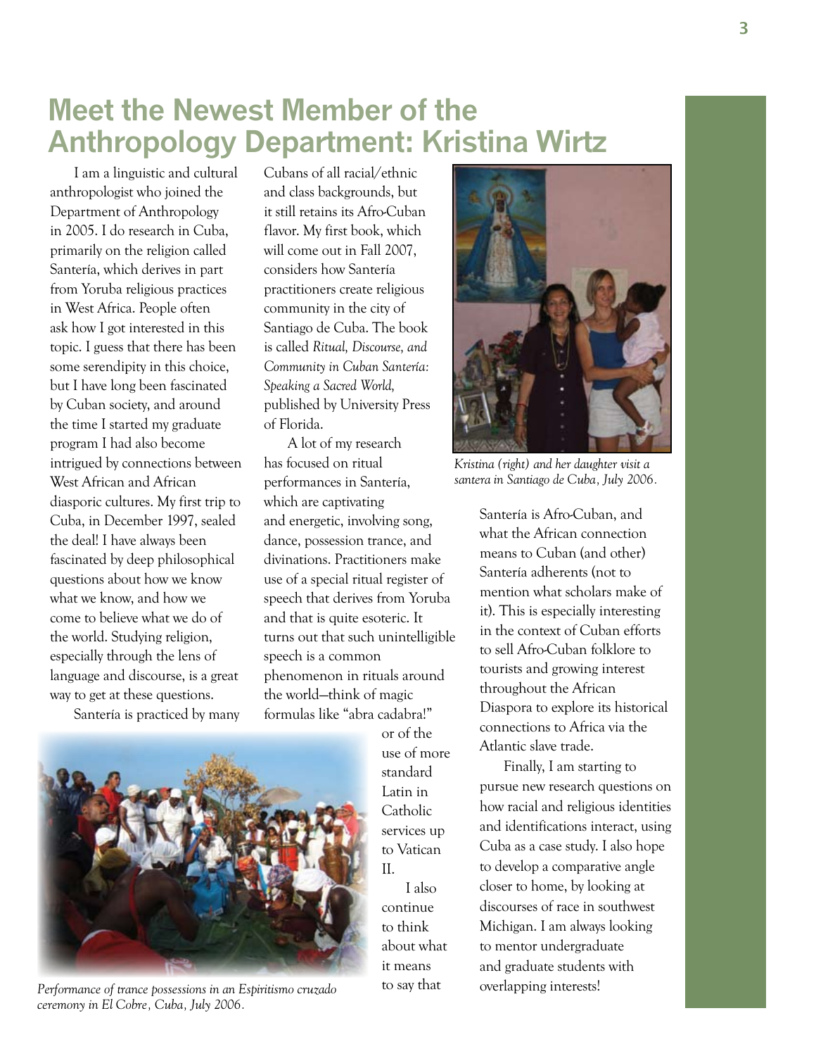# Meet the Newest Member of the Anthropology Department: Kristina Wirtz

I am a linguistic and cultural anthropologist who joined the Department of Anthropology in 2005. I do research in Cuba, primarily on the religion called Santería, which derives in part from Yoruba religious practices in West Africa. People often ask how I got interested in this topic. I guess that there has been some serendipity in this choice, but I have long been fascinated by Cuban society, and around the time I started my graduate program I had also become intrigued by connections between West African and African diasporic cultures. My first trip to Cuba, in December 1997, sealed the deal! I have always been fascinated by deep philosophical questions about how we know what we know, and how we come to believe what we do of the world. Studying religion, especially through the lens of language and discourse, is a great way to get at these questions.

Santería is practiced by many Cubans of all racial/ethnic and class backgrounds, but it still retains its Afro-Cuban flavor. My first book, which will come out in Fall 2007, considers how Santería practitioners create religious community in the city of Santiago de Cuba. The book is called *Ritual, Discourse, and Community in Cuban Santería: Speaking a Sacred World,* published by University Press of Florida.

A lot of my research has focused on ritual performances in Santería, which are captivating and energetic, involving song, dance, possession trance, and divinations. Practitioners make use of a special ritual register of speech that derives from Yoruba and that is quite esoteric. It turns out that such unintelligible speech is a common phenomenon in rituals around the world—think of magic formulas like "abra cadabra!" or of the use of more standard Latin in Catholic services up to Vatican II.

I also continue to think about what it means to say that Santería is Afro-Cuban, and what the African connection means to Cuban (and other) Santería adherents (not to mention what scholars make of it). This is especially interesting in the context of Cuban efforts to sell Afro-Cuban folklore to tourists and growing interest throughout the African Diaspora to explore its historical connections to Africa via the Atlantic slave trade.

Finally, I am starting to pursue new research questions on how racial and religious identities and identifications interact, using Cuba as a case study. I also hope to develop a comparative angle closer to home, by looking at discourses of race in southwest Michigan. I am always looking to mentor undergraduate and graduate students with overlapping interests!

*Kristina (right) and her daughter visit a santera in Santiago de Cuba, July 2006.*

*Performance of trance possessions in an Espiritismo cruzado ceremony in El Cobre, Cuba, July 2006.*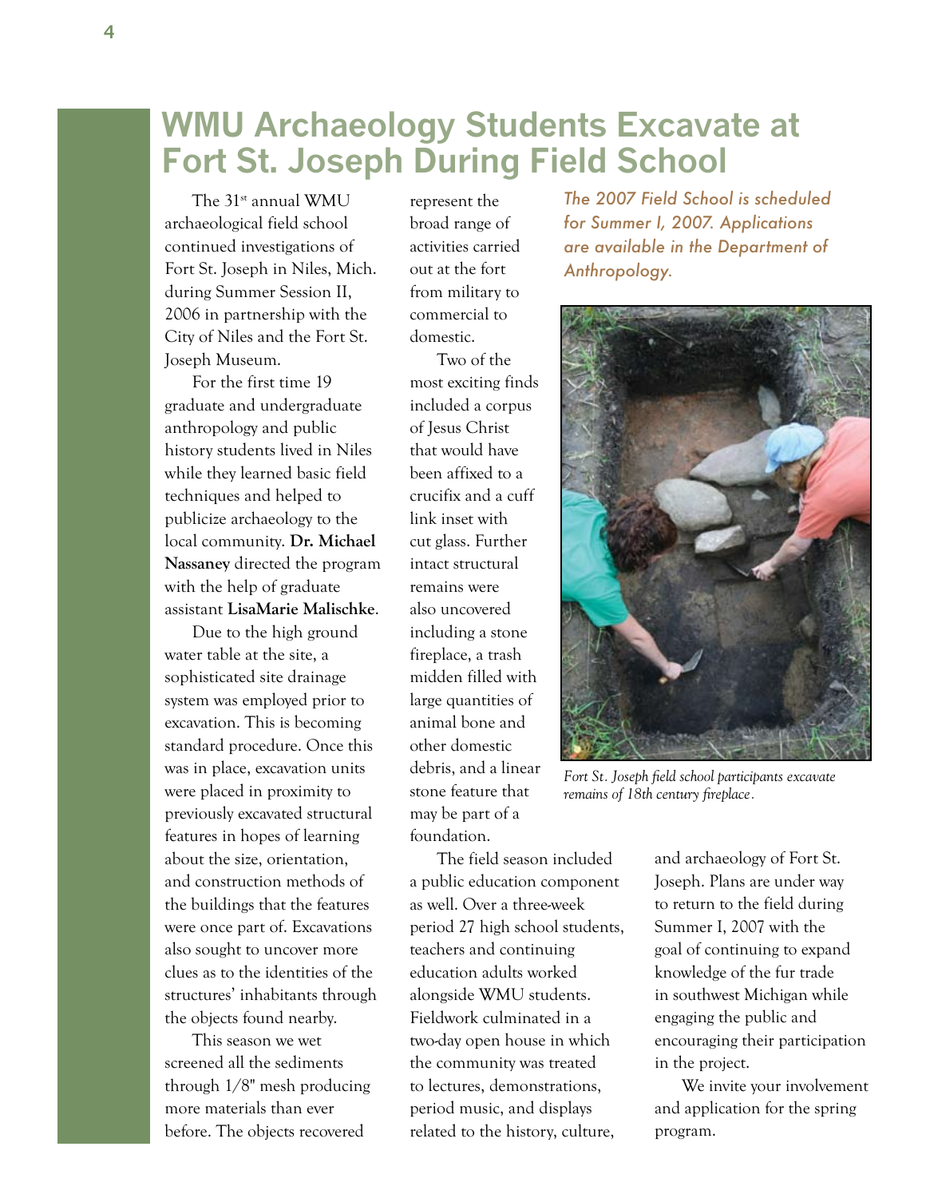# WMU Archaeology Students Excavate at Fort St. Joseph During Field School

The 31st annual WMU archaeological field school continued investigations of Fort St. Joseph in Niles, Mich. during Summer Session II, 2006 in partnership with the City of Niles and the Fort St. Joseph Museum.

For the first time 19 graduate and undergraduate anthropology and public history students lived in Niles while they learned basic field techniques and helped to publicize archaeology to the local community. **Dr. Michael Nassaney** directed the program with the help of graduate assistant **LisaMarie Malischke**.

Due to the high ground water table at the site, a sophisticated site drainage system was employed prior to excavation. This is becoming standard procedure. Once this was in place, excavation units were placed in proximity to previously excavated structural features in hopes of learning about the size, orientation, and construction methods of the buildings that the features were once part of. Excavations also sought to uncover more clues as to the identities of the structures' inhabitants through the objects found nearby.

This season we wet screened all the sediments through 1/8" mesh producing more materials than ever before. The objects recovered represent the broad range of activities carried out at the fort from military to commercial to domestic.

Two of the most exciting finds included a corpus of Jesus Christ that would have been affixed to a crucifix and a cuff link inset with cut glass. Further intact structural remains were also uncovered including a stone fireplace, a trash midden filled with large quantities of animal bone and other domestic debris, and a linear stone feature that may be part of a foundation.

The field season included a public education component as well. Over a three-week period 27 high school students, teachers and continuing education adults worked alongside WMU students. Fieldwork culminated in a two-day open house in which the community was treated to lectures, demonstrations, period music, and displays related to the history, culture, and archaeology of Fort St. Joseph. Plans are under way to return to the field during Summer I, 2007 with the goal of continuing to expand knowledge of the fur trade in southwest Michigan while engaging the public and encouraging their participation in the project.

We invite your involvement and application for the spring program.

*The 2007 Field School is scheduled for Summer I, 2007. Applications are available in the Department of Anthropology.*

*Fort St. Joseph field school participants excavate remains of 18th century fireplace.*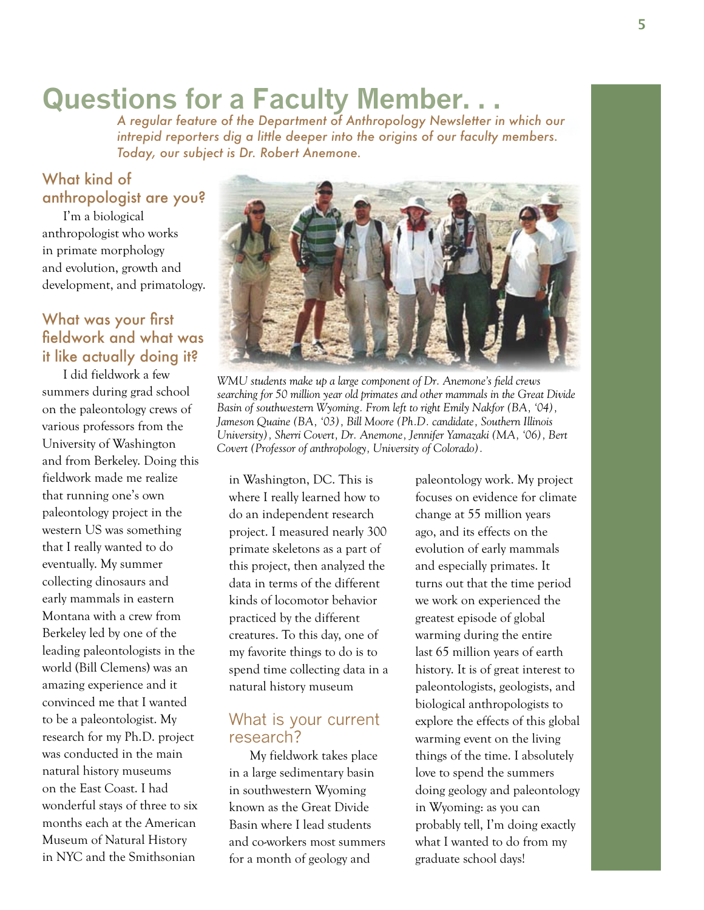# Questions for a Faculty Member. . .

*A regular feature of the Department of Anthropology Newsletter in which our intrepid reporters dig a little deeper into the origins of our faculty members. Today, our subject is Dr. Robert Anemone.*

## What kind of anthropologist are you?

I'm a biological anthropologist who works in primate morphology and evolution, growth and development, and primatology.

## What was your first fieldwork and what was it like actually doing it?

I did fieldwork a few summers during grad school on the paleontology crews of various professors from the University of Washington and from Berkeley. Doing this fieldwork made me realize that running one's own paleontology project in the western US was something that I really wanted to do eventually. My summer collecting dinosaurs and early mammals in eastern Montana with a crew from Berkeley led by one of the leading paleontologists in the world (Bill Clemens) was an amazing experience and it convinced me that I wanted to be a paleontologist. My research for my Ph.D. project was conducted in the main natural history museums on the East Coast. I had wonderful stays of three to six months each at the American Museum of Natural History in NYC and the Smithsonian in Washington, DC. This is where I really learned how to do an independent research project. I measured nearly 300 primate skeletons as a part of this project, then analyzed the data in terms of the different kinds of locomotor behavior practiced by the different creatures. To this day, one of my favorite things to do is to spend time collecting data in a natural history museum

*WMU students make up a large component of Dr. Anemone's field crews searching for 50 million year old primates and other mammals in the Great Divide Basin of southwestern Wyoming. From left to right Emily Nakfor (BA, '04), Jameson Quaine (BA, '03), Bill Moore (Ph.D. candidate, Southern Illinois University), Sherri Covert, Dr. Anemone, Jennifer Yamazaki (MA, '06), Bert Covert (Professor of anthropology, University of Colorado).*

## What is your current research?

My fieldwork takes place in a large sedimentary basin in southwestern Wyoming known as the Great Divide Basin where I lead students and co-workers most summers for a month of geology and paleontology work. My project focuses on evidence for climate change at 55 million years ago, and its effects on the evolution of early mammals and especially primates. It turns out that the time period we work on experienced the greatest episode of global warming during the entire last 65 million years of earth history. It is of great interest to paleontologists, geologists, and biological anthropologists to explore the effects of this global warming event on the living things of the time. I absolutely love to spend the summers doing geology and paleontology in Wyoming: as you can probably tell, I'm doing exactly what I wanted to do from my graduate school days!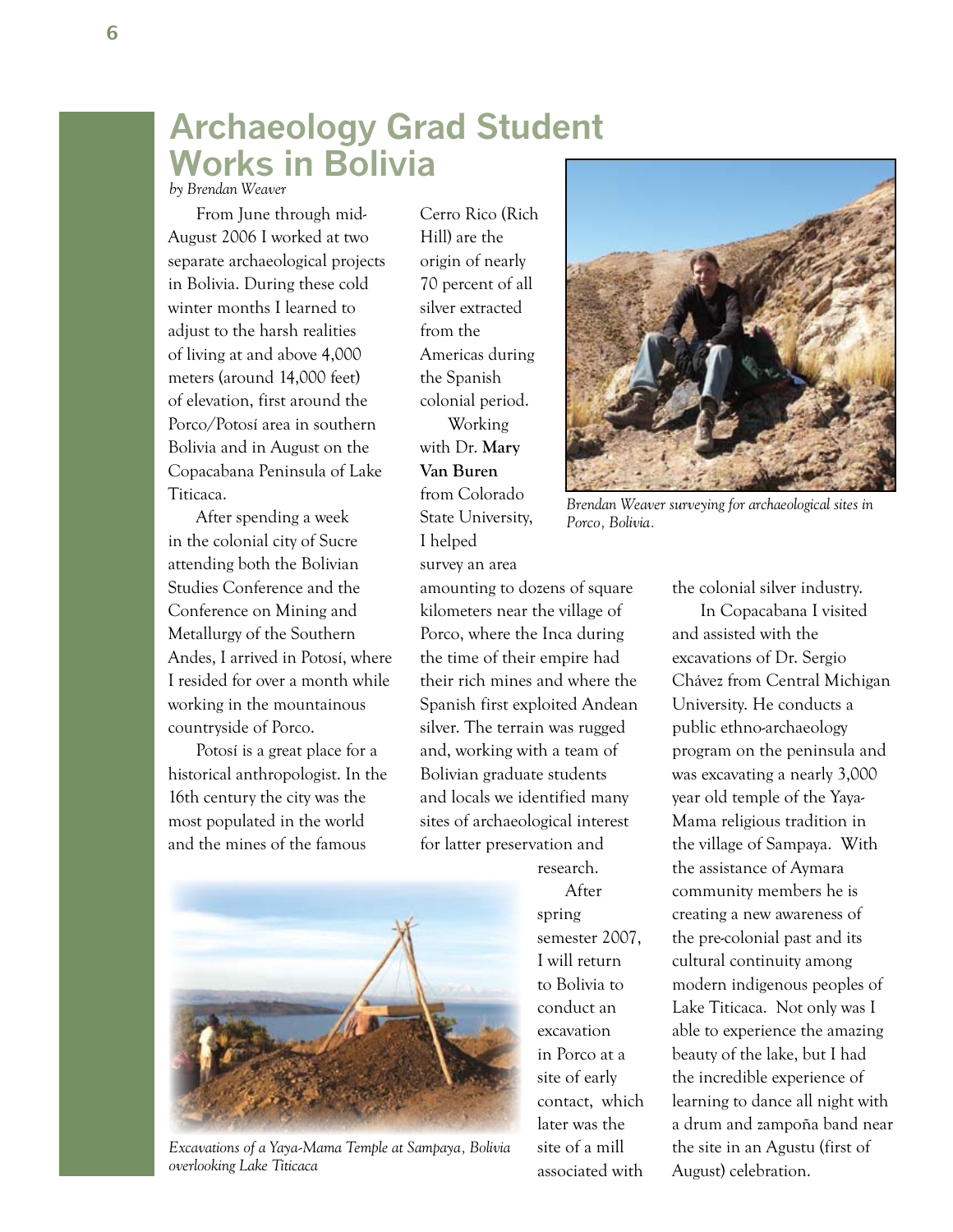# Archaeology Grad Student Works in Bolivia

*by Brendan Weaver*

From June through mid-August 2006 I worked at two separate archaeological projects in Bolivia. During these cold winter months I learned to adjust to the harsh realities of living at and above 4,000 meters (around 14,000 feet) of elevation, first around the Porco/Potosí area in southern Bolivia and in August on the Copacabana Peninsula of Lake Titicaca.

After spending a week in the colonial city of Sucre attending both the Bolivian Studies Conference and the Conference on Mining and Metallurgy of the Southern Andes, I arrived in Potosí, where I resided for over a month while working in the mountainous countryside of Porco.

Potosí is a great place for a historical anthropologist. In the 16th century the city was the most populated in the world and the mines of the famous Cerro Rico (Rich Hill) are the origin of nearly 70 percent of all silver extracted from the Americas during the Spanish colonial period.

Working with Dr. **Mary Van Buren** from Colorado State University, I helped survey an area amounting to dozens of square kilometers near the village of Porco, where the Inca during the time of their empire had their rich mines and where the Spanish first exploited Andean silver. The terrain was rugged and, working with a team of Bolivian graduate students and locals we identified many sites of archaeological interest for latter preservation and research.

*Brendan Weaver surveying for archaeological sites in Porco, Bolivia.*

After spring semester 2007, I will return to Bolivia to conduct an excavation in Porco at a site of early contact, which later was the site of a mill associated with the colonial silver industry.

In Copacabana I visited and assisted with the excavations of Dr. Sergio Chávez from Central Michigan University. He conducts a public ethno-archaeology program on the peninsula and was excavating a nearly 3,000 year old temple of the Yaya-Mama religious tradition in the village of Sampaya. With the assistance of Aymara community members he is creating a new awareness of the pre-colonial past and its cultural continuity among modern indigenous peoples of Lake Titicaca. Not only was I able to experience the amazing beauty of the lake, but I had the incredible experience of learning to dance all night with a drum and zampoña band near the site in an Agustu (first of August) celebration.

*Excavations of a Yaya-Mama Temple at Sampaya, Bolivia overlooking Lake Titicaca*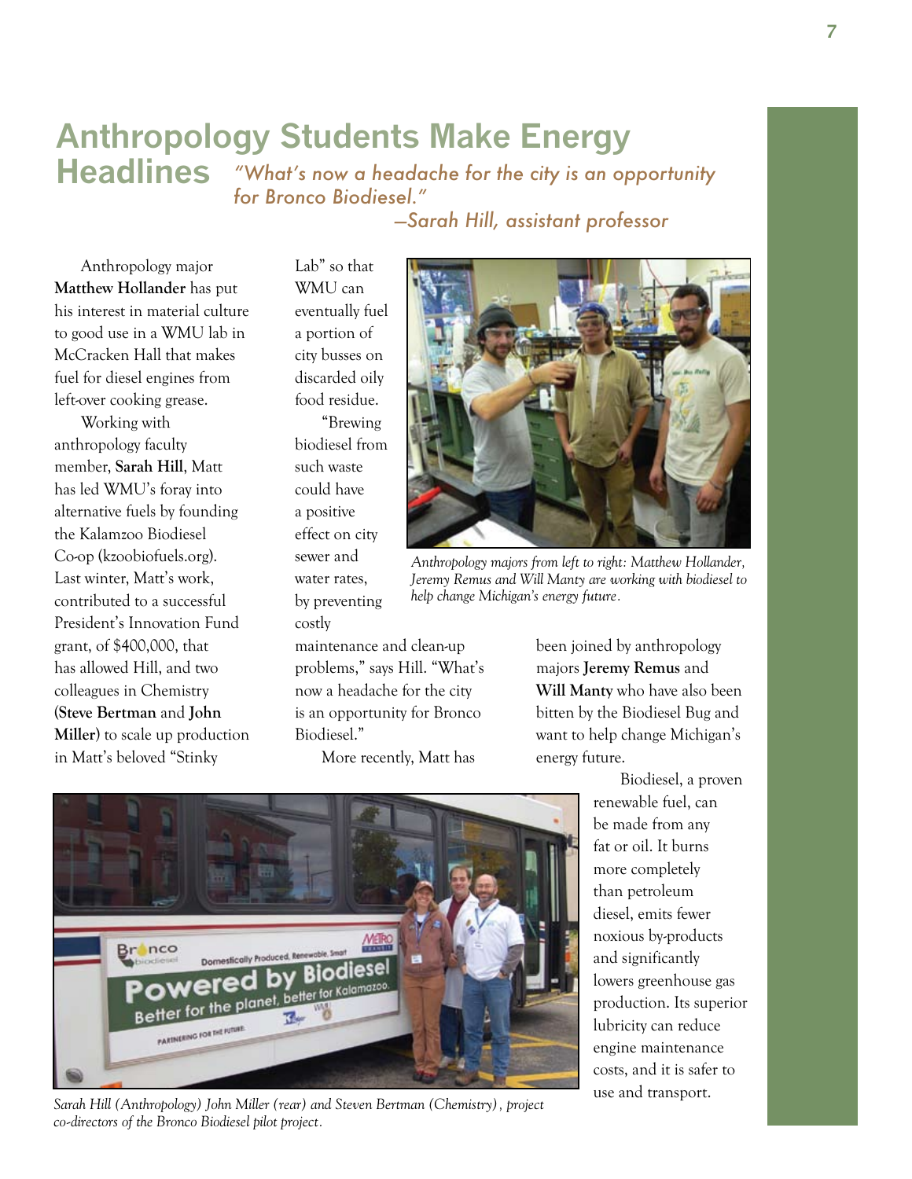# Anthropology Students Make Energy Headlines

*"What's now a headache for the city is an opportunity for Bronco Biodiesel."*

*—Sarah Hill, assistant professor*

Anthropology major **Matthew Hollander** has put his interest in material culture to good use in a WMU lab in McCracken Hall that makes fuel for diesel engines from left-over cooking grease.

Working with anthropology faculty member, **Sarah Hill**, Matt has led WMU's foray into alternative fuels by founding the Kalamzoo Biodiesel Co-op (kzoobiofuels.org). Last winter, Matt's work, contributed to a successful President's Innovation Fund grant, of $400,000, that has allowed Hill, and two colleagues in Chemistry (**Steve Bertman** and **John Miller**) to scale up production in Matt's beloved "Stinky Lab" so that WMU can eventually fuel a portion of city busses on discarded oily food residue.

"Brewing biodiesel from such waste could have a positive effect on city sewer and water rates, by preventing costly maintenance and clean-up problems," says Hill. "What's now a headache for the city is an opportunity for Bronco Biodiesel."

More recently, Matt has been joined by anthropology majors **Jeremy Remus** and **Will Manty** who have also been bitten by the Biodiesel Bug and want to help change Michigan's energy future.

*Anthropology majors from left to right: Matthew Hollander, Jeremy Remus and Will Manty are working with biodiesel to help change Michigan's energy future.*

Biodiesel, a proven renewable fuel, can be made from any fat or oil. It burns more completely than petroleum diesel, emits fewer noxious by-products and significantly lowers greenhouse gas production. Its superior lubricity can reduce engine maintenance costs, and it is safer to use and transport.

*Sarah Hill (Anthropology) John Miller (rear) and Steven Bertman (Chemistry), project co-directors of the Bronco Biodiesel pilot project.*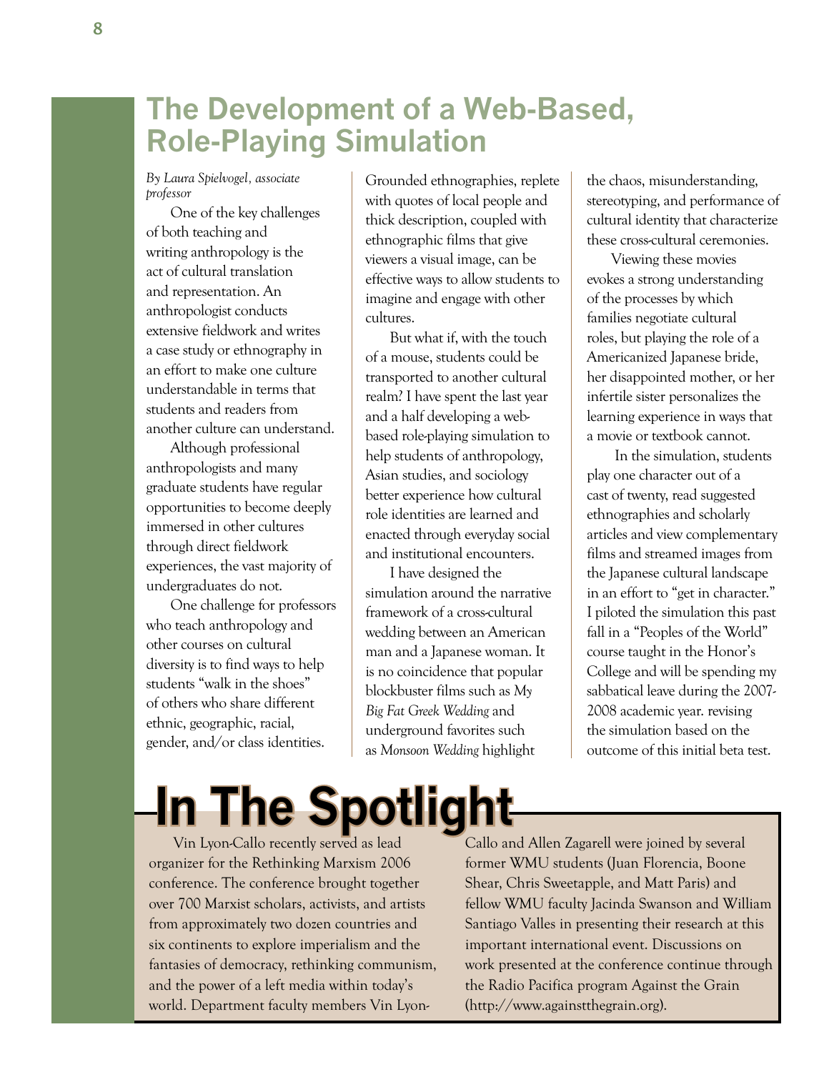# The Development of a Web-Based, Role-Playing Simulation

*By Laura Spielvogel, associate professor*

One of the key challenges of both teaching and writing anthropology is the act of cultural translation and representation. An anthropologist conducts extensive fieldwork and writes a case study or ethnography in an effort to make one culture understandable in terms that students and readers from another culture can understand.

Although professional anthropologists and many graduate students have regular opportunities to become deeply immersed in other cultures through direct fieldwork experiences, the vast majority of undergraduates do not.

One challenge for professors who teach anthropology and other courses on cultural diversity is to find ways to help students "walk in the shoes" of others who share different ethnic, geographic, racial, gender, and/or class identities. Grounded ethnographies, replete with quotes of local people and thick description, coupled with ethnographic films that give viewers a visual image, can be effective ways to allow students to imagine and engage with other cultures.

But what if, with the touch of a mouse, students could be transported to another cultural realm? I have spent the last year and a half developing a web-based role-playing simulation to help students of anthropology, Asian studies, and sociology better experience how cultural role identities are learned and enacted through everyday social and institutional encounters.

I have designed the simulation around the narrative framework of a cross-cultural wedding between an American man and a Japanese woman. It is no coincidence that popular blockbuster films such as *My Big Fat Greek Wedding* and underground favorites such as *Monsoon Wedding* highlight the chaos, misunderstanding, stereotyping, and performance of cultural identity that characterize these cross-cultural ceremonies.

Viewing these movies evokes a strong understanding of the processes by which families negotiate cultural roles, but playing the role of a Americanized Japanese bride, her disappointed mother, or her infertile sister personalizes the learning experience in ways that a movie or textbook cannot.

In the simulation, students play one character out of a cast of twenty, read suggested ethnographies and scholarly articles and view complementary films and streamed images from the Japanese cultural landscape in an effort to "get in character." I piloted the simulation this past fall in a "Peoples of the World" course taught in the Honor's College and will be spending my sabbatical leave during the 2007-2008 academic year. revising the simulation based on the outcome of this initial beta test.

# In The Spotlight

Vin Lyon-Callo recently served as lead organizer for the Rethinking Marxism 2006 conference. The conference brought together over 700 Marxist scholars, activists, and artists from approximately two dozen countries and six continents to explore imperialism and the fantasies of democracy, rethinking communism, and the power of a left media within today's world. Department faculty members Vin Lyon-Callo and Allen Zagarell were joined by several former WMU students (Juan Florencia, Boone Shear, Chris Sweetapple, and Matt Paris) and fellow WMU faculty Jacinda Swanson and William Santiago Valles in presenting their research at this important international event. Discussions on work presented at the conference continue through the Radio Pacifica program Against the Grain (http://www.againstthegrain.org).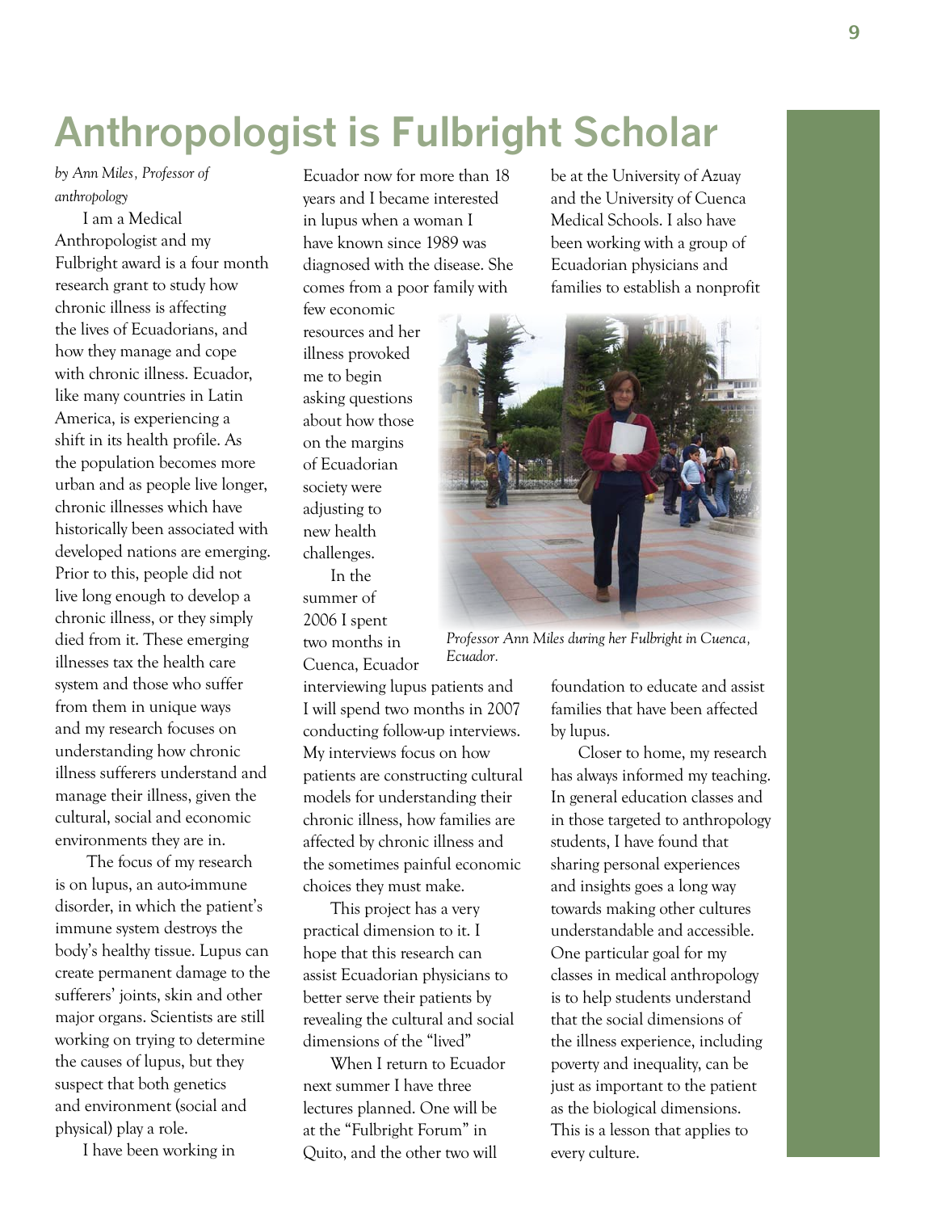# Anthropologist is Fulbright Scholar

*by Ann Miles, Professor of anthropology*

I am a Medical Anthropologist and my Fulbright award is a four month research grant to study how chronic illness is affecting the lives of Ecuadorians, and how they manage and cope with chronic illness. Ecuador, like many countries in Latin America, is experiencing a shift in its health profile. As the population becomes more urban and as people live longer, chronic illnesses which have historically been associated with developed nations are emerging. Prior to this, people did not live long enough to develop a chronic illness, or they simply died from it. These emerging illnesses tax the health care system and those who suffer from them in unique ways and my research focuses on understanding how chronic illness sufferers understand and manage their illness, given the cultural, social and economic environments they are in.

The focus of my research is on lupus, an auto-immune disorder, in which the patient's immune system destroys the body's healthy tissue. Lupus can create permanent damage to the sufferers' joints, skin and other major organs. Scientists are still working on trying to determine the causes of lupus, but they suspect that both genetics and environment (social and physical) play a role.

I have been working in Ecuador now for more than 18 years and I became interested in lupus when a woman I have known since 1989 was diagnosed with the disease. She comes from a poor family with few economic resources and her illness provoked me to begin asking questions about how those on the margins of Ecuadorian society were adjusting to new health challenges.

In the summer of 2006 I spent two months in Cuenca, Ecuador interviewing lupus patients and I will spend two months in 2007 conducting follow-up interviews. My interviews focus on how patients are constructing cultural models for understanding their chronic illness, how families are affected by chronic illness and the sometimes painful economic choices they must make.

This project has a very practical dimension to it. I hope that this research can assist Ecuadorian physicians to better serve their patients by revealing the cultural and social dimensions of the "lived"

When I return to Ecuador next summer I have three lectures planned. One will be at the "Fulbright Forum" in Quito, and the other two will be at the University of Azuay and the University of Cuenca Medical Schools. I also have been working with a group of Ecuadorian physicians and families to establish a nonprofit foundation to educate and assist families that have been affected by lupus.

*Professor Ann Miles during her Fulbright in Cuenca, Ecuador.*

Closer to home, my research has always informed my teaching. In general education classes and in those targeted to anthropology students, I have found that sharing personal experiences and insights goes a long way towards making other cultures understandable and accessible. One particular goal for my classes in medical anthropology is to help students understand that the social dimensions of the illness experience, including poverty and inequality, can be just as important to the patient as the biological dimensions. This is a lesson that applies to every culture.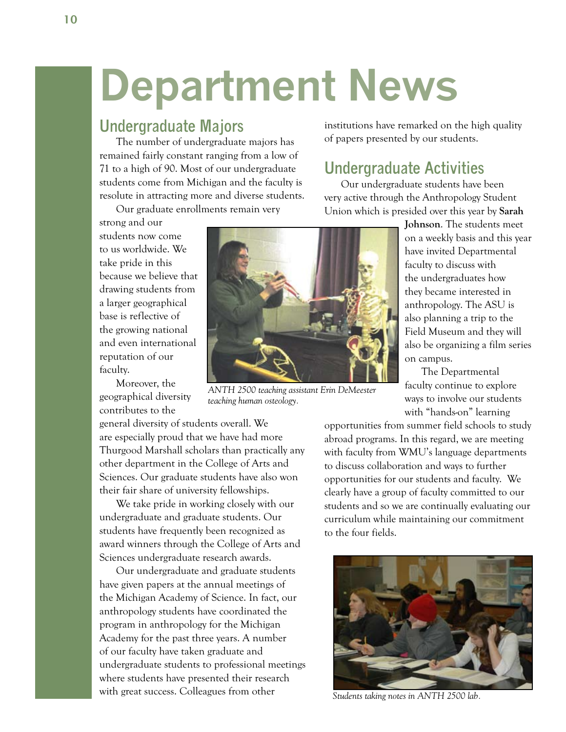# Department News

## Undergraduate Majors

The number of undergraduate majors has remained fairly constant ranging from a low of 71 to a high of 90. Most of our undergraduate students come from Michigan and the faculty is resolute in attracting more and diverse students.

Our graduate enrollments remain very strong and our students now come to us worldwide. We take pride in this because we believe that drawing students from a larger geographical base is reflective of the growing national and even international reputation of our faculty.

Moreover, the geographical diversity contributes to the general diversity of students overall. We are especially proud that we have had more Thurgood Marshall scholars than practically any other department in the College of Arts and Sciences. Our graduate students have also won their fair share of university fellowships.

We take pride in working closely with our undergraduate and graduate students. Our students have frequently been recognized as award winners through the College of Arts and Sciences undergraduate research awards.

Our undergraduate and graduate students have given papers at the annual meetings of the Michigan Academy of Science. In fact, our anthropology students have coordinated the program in anthropology for the Michigan Academy for the past three years. A number of our faculty have taken graduate and undergraduate students to professional meetings where students have presented their research with great success. Colleagues from other institutions have remarked on the high quality of papers presented by our students.

*ANTH 2500 teaching assistant Erin DeMeester teaching human osteology.*

## Undergraduate Activities

Our undergraduate students have been very active through the Anthropology Student Union which is presided over this year by **Sarah Johnson**. The students meet on a weekly basis and this year have invited Departmental faculty to discuss with the undergraduates how they became interested in anthropology. The ASU is also planning a trip to the Field Museum and they will also be organizing a film series on campus.

The Departmental faculty continue to explore ways to involve our students with "hands-on" learning opportunities from summer field schools to study abroad programs. In this regard, we are meeting with faculty from WMU's language departments to discuss collaboration and ways to further opportunities for our students and faculty. We clearly have a group of faculty committed to our students and so we are continually evaluating our curriculum while maintaining our commitment to the four fields.

*Students taking notes in ANTH 2500 lab.*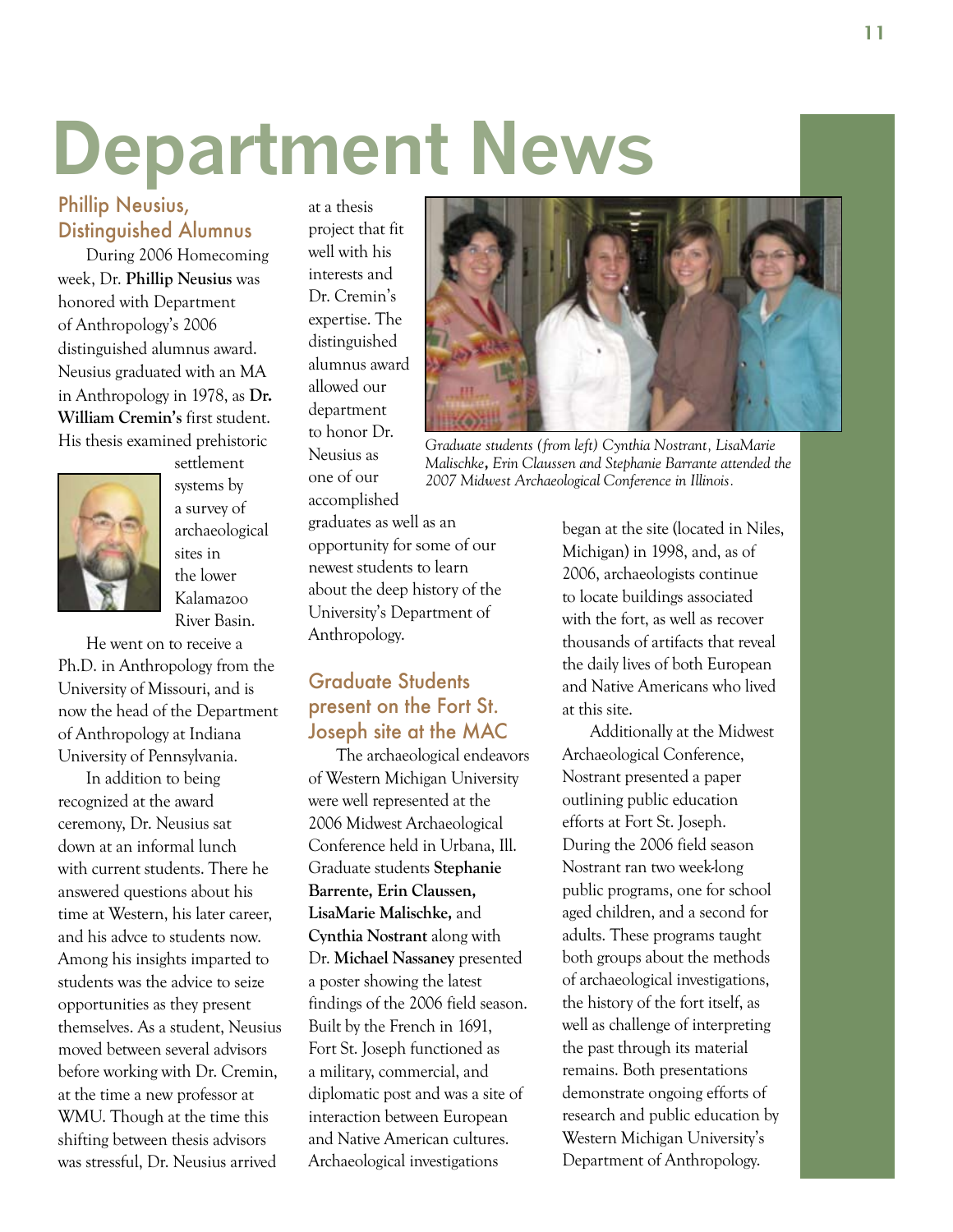# Department News

## Phillip Neusius, Distinguished Alumnus

During 2006 Homecoming week, Dr. **Phillip Neusius** was honored with Department of Anthropology's 2006 distinguished alumnus award. Neusius graduated with an MA in Anthropology in 1978, as **Dr. William Cremin's** first student. His thesis examined prehistoric settlement systems by a survey of archaeological sites in the lower Kalamazoo River Basin.

He went on to receive a Ph.D. in Anthropology from the University of Missouri, and is now the head of the Department of Anthropology at Indiana University of Pennsylvania.

In addition to being recognized at the award ceremony, Dr. Neusius sat down at an informal lunch with current students. There he answered questions about his time at Western, his later career, and his advce to students now. Among his insights imparted to students was the advice to seize opportunities as they present themselves. As a student, Neusius moved between several advisors before working with Dr. Cremin, at the time a new professor at WMU. Though at the time this shifting between thesis advisors was stressful, Dr. Neusius arrived at a thesis project that fit well with his interests and Dr. Cremin's expertise. The distinguished alumnus award allowed our department to honor Dr. Neusius as one of our accomplished graduates as well as an opportunity for some of our newest students to learn about the deep history of the University's Department of Anthropology.

*Graduate students (from left) Cynthia Nostrant, LisaMarie Malischke, Erin Claussen and Stephanie Barrante attended the 2007 Midwest Archaeological Conference in Illinois.*

## Graduate Students present on the Fort St. Joseph site at the MAC

The archaeological endeavors of Western Michigan University were well represented at the 2006 Midwest Archaeological Conference held in Urbana, Ill. Graduate students **Stephanie Barrente, Erin Claussen, LisaMarie Malischke,** and **Cynthia Nostrant** along with Dr. **Michael Nassaney** presented a poster showing the latest findings of the 2006 field season. Built by the French in 1691, Fort St. Joseph functioned as a military, commercial, and diplomatic post and was a site of interaction between European and Native American cultures. Archaeological investigations began at the site (located in Niles, Michigan) in 1998, and, as of 2006, archaeologists continue to locate buildings associated with the fort, as well as recover thousands of artifacts that reveal the daily lives of both European and Native Americans who lived at this site.

Additionally at the Midwest Archaeological Conference, Nostrant presented a paper outlining public education efforts at Fort St. Joseph. During the 2006 field season Nostrant ran two week-long public programs, one for school aged children, and a second for adults. These programs taught both groups about the methods of archaeological investigations, the history of the fort itself, as well as challenge of interpreting the past through its material remains. Both presentations demonstrate ongoing efforts of research and public education by Western Michigan University's Department of Anthropology.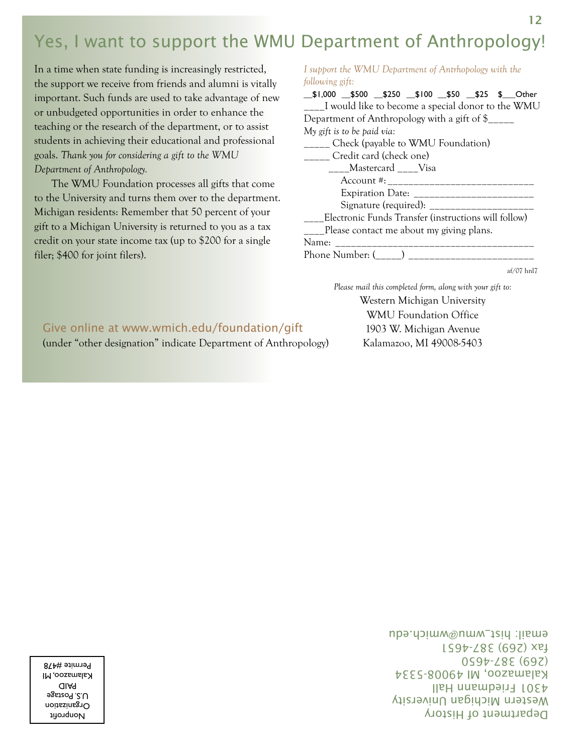# Yes, I want to support the WMU Department of Anthropology!

In a time when state funding is increasingly restricted, the support we receive from friends and alumni is vitally important. Such funds are used to take advantage of new or unbudgeted opportunities in order to enhance the teaching or the research of the department, or to assist students in achieving their educational and professional goals. *Thank you for considering a gift to the WMU Department of Anthropology.*

The WMU Foundation processes all gifts that come to the University and turns them over to the department. Michigan residents: Remember that 50 percent of your gift to a Michigan University is returned to you as a tax credit on your state income tax (up to $200 for a single filer; $400 for joint filers).

*I support the WMU Department of Antrhopology with the following gift:*

__$1,000 __$500 __$250 __$100 __$50 __$25 $___Other

____I would like to become a special donor to the WMU Department of Anthropology with a gift of $_____

*My gift is to be paid via:*

_____ Check (payable to WMU Foundation)

_____ Credit card (check one)

____Mastercard ____Visa

Account #: ___________________________

Expiration Date: _______________________

Signature (required): ___________________

____Electronic Funds Transfer (instructions will follow)

____Please contact me about my giving plans.

Name: _____________________________________

Phone Number: (_____) _______________________

af/07 hnl7

*Please mail this completed form, along with your gift to:*

Western Michigan University
WMU Foundation Office
1903 W. Michigan Avenue
Kalamazoo, MI 49008-5403

Give online at www.wmich.edu/foundation/gift
(under "other designation" indicate Department of Anthropology)

Department of History
Western Michigan University
4301 Friedmann Hall
Kalamazoo, MI 49008-5334
(269) 387-4650
fax (269) 387-4651
email: hist_wmu@wmich.edu

Nonprofit
Organization
U.S. Postage
PAID
Kalamazoo, MI
Permit #478